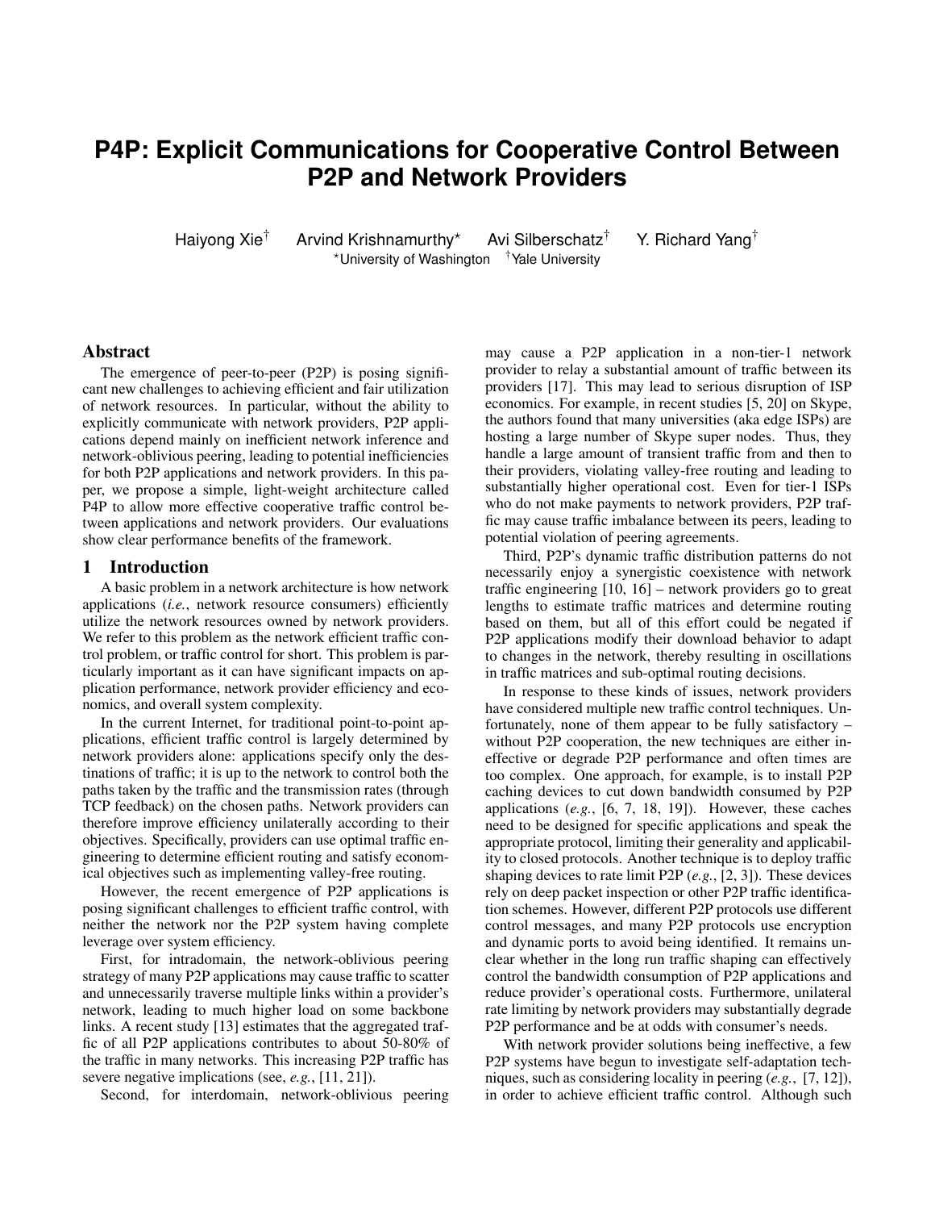# P4P: Explicit Communications for Cooperative Control Between P2P and Network Providers

Haiyong Xie[†] Arvind Krishnamurthy[⋆] Avi Silberschatz[†] Y. Richard Yang[†]

[⋆]University of Washington [†]Yale University

## Abstract

The emergence of peer-to-peer (P2P) is posing significant new challenges to achieving efficient and fair utilization of network resources. In particular, without the ability to explicitly communicate with network providers, P2P applications depend mainly on inefficient network inference and network-oblivious peering, leading to potential inefficiencies for both P2P applications and network providers. In this paper, we propose a simple, light-weight architecture called P4P to allow more effective cooperative traffic control between applications and network providers. Our evaluations show clear performance benefits of the framework.

## 1 Introduction

A basic problem in a network architecture is how network applications (*i.e.*, network resource consumers) efficiently utilize the network resources owned by network providers. We refer to this problem as the network efficient traffic control problem, or traffic control for short. This problem is particularly important as it can have significant impacts on application performance, network provider efficiency and economics, and overall system complexity.

In the current Internet, for traditional point-to-point applications, efficient traffic control is largely determined by network providers alone: applications specify only the destinations of traffic; it is up to the network to control both the paths taken by the traffic and the transmission rates (through TCP feedback) on the chosen paths. Network providers can therefore improve efficiency unilaterally according to their objectives. Specifically, providers can use optimal traffic engineering to determine efficient routing and satisfy economical objectives such as implementing valley-free routing.

However, the recent emergence of P2P applications is posing significant challenges to efficient traffic control, with neither the network nor the P2P system having complete leverage over system efficiency.

First, for intradomain, the network-oblivious peering strategy of many P2P applications may cause traffic to scatter and unnecessarily traverse multiple links within a provider's network, leading to much higher load on some backbone links. A recent study [13] estimates that the aggregated traffic of all P2P applications contributes to about 50-80% of the traffic in many networks. This increasing P2P traffic has severe negative implications (see, *e.g.*, [11, 21]).

Second, for interdomain, network-oblivious peering may cause a P2P application in a non-tier-1 network provider to relay a substantial amount of traffic between its providers [17]. This may lead to serious disruption of ISP economics. For example, in recent studies [5, 20] on Skype, the authors found that many universities (aka edge ISPs) are hosting a large number of Skype super nodes. Thus, they handle a large amount of transient traffic from and then to their providers, violating valley-free routing and leading to substantially higher operational cost. Even for tier-1 ISPs who do not make payments to network providers, P2P traffic may cause traffic imbalance between its peers, leading to potential violation of peering agreements.

Third, P2P's dynamic traffic distribution patterns do not necessarily enjoy a synergistic coexistence with network traffic engineering [10, 16] – network providers go to great lengths to estimate traffic matrices and determine routing based on them, but all of this effort could be negated if P2P applications modify their download behavior to adapt to changes in the network, thereby resulting in oscillations in traffic matrices and sub-optimal routing decisions.

In response to these kinds of issues, network providers have considered multiple new traffic control techniques. Unfortunately, none of them appear to be fully satisfactory – without P2P cooperation, the new techniques are either ineffective or degrade P2P performance and often times are too complex. One approach, for example, is to install P2P caching devices to cut down bandwidth consumed by P2P applications (*e.g.*, [6, 7, 18, 19]). However, these caches need to be designed for specific applications and speak the appropriate protocol, limiting their generality and applicability to closed protocols. Another technique is to deploy traffic shaping devices to rate limit P2P (*e.g.*, [2, 3]). These devices rely on deep packet inspection or other P2P traffic identification schemes. However, different P2P protocols use different control messages, and many P2P protocols use encryption and dynamic ports to avoid being identified. It remains unclear whether in the long run traffic shaping can effectively control the bandwidth consumption of P2P applications and reduce provider's operational costs. Furthermore, unilateral rate limiting by network providers may substantially degrade P2P performance and be at odds with consumer's needs.

With network provider solutions being ineffective, a few P2P systems have begun to investigate self-adaptation techniques, such as considering locality in peering (*e.g.*, [7, 12]), in order to achieve efficient traffic control. Although such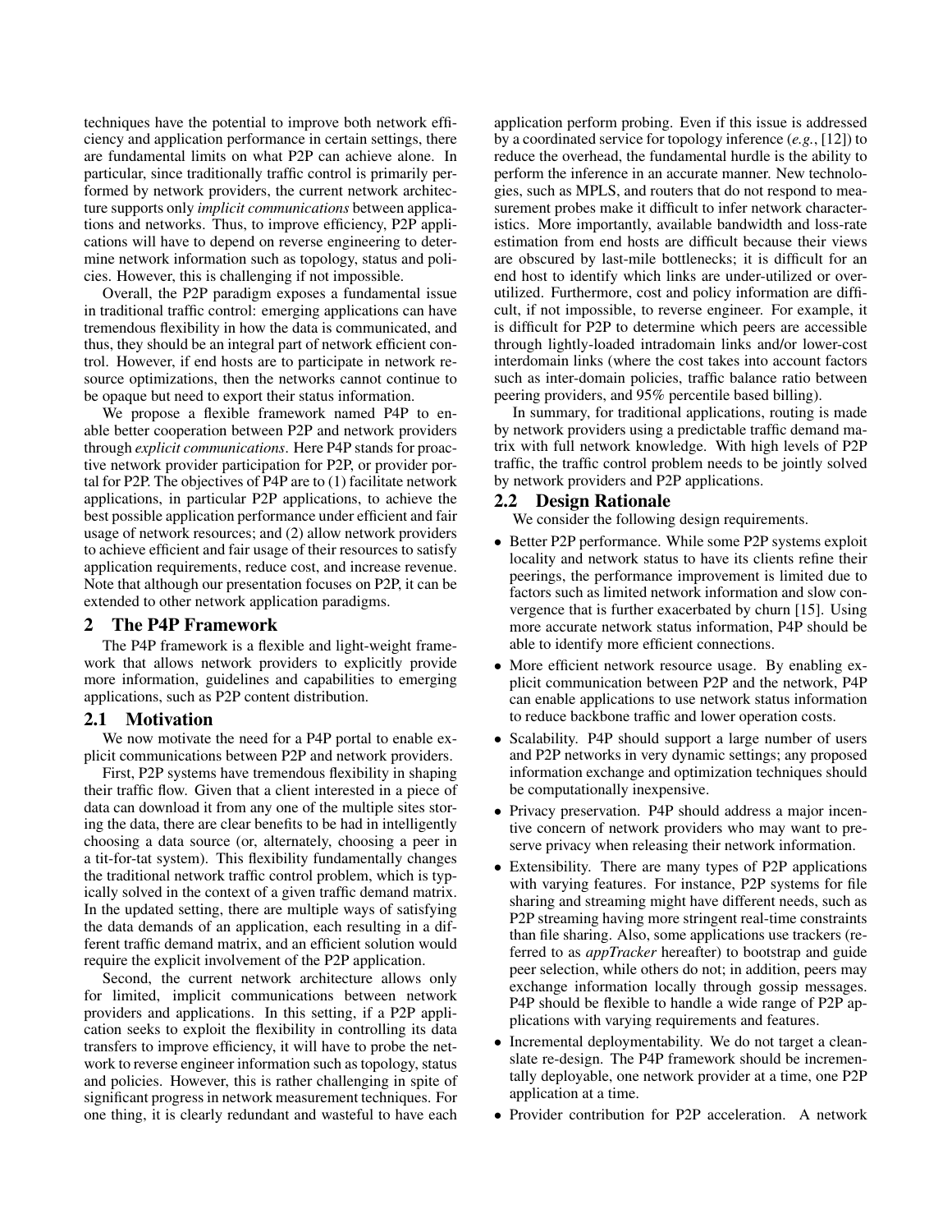techniques have the potential to improve both network efficiency and application performance in certain settings, there are fundamental limits on what P2P can achieve alone. In particular, since traditionally traffic control is primarily performed by network providers, the current network architecture supports only *implicit communications* between applications and networks. Thus, to improve efficiency, P2P applications will have to depend on reverse engineering to determine network information such as topology, status and policies. However, this is challenging if not impossible.

Overall, the P2P paradigm exposes a fundamental issue in traditional traffic control: emerging applications can have tremendous flexibility in how the data is communicated, and thus, they should be an integral part of network efficient control. However, if end hosts are to participate in network resource optimizations, then the networks cannot continue to be opaque but need to export their status information.

We propose a flexible framework named P4P to enable better cooperation between P2P and network providers through *explicit communications*. Here P4P stands for proactive network provider participation for P2P, or provider portal for P2P. The objectives of P4P are to (1) facilitate network applications, in particular P2P applications, to achieve the best possible application performance under efficient and fair usage of network resources; and (2) allow network providers to achieve efficient and fair usage of their resources to satisfy application requirements, reduce cost, and increase revenue. Note that although our presentation focuses on P2P, it can be extended to other network application paradigms.

## 2 The P4P Framework

The P4P framework is a flexible and light-weight framework that allows network providers to explicitly provide more information, guidelines and capabilities to emerging applications, such as P2P content distribution.

### 2.1 Motivation

We now motivate the need for a P4P portal to enable explicit communications between P2P and network providers.

First, P2P systems have tremendous flexibility in shaping their traffic flow. Given that a client interested in a piece of data can download it from any one of the multiple sites storing the data, there are clear benefits to be had in intelligently choosing a data source (or, alternately, choosing a peer in a tit-for-tat system). This flexibility fundamentally changes the traditional network traffic control problem, which is typically solved in the context of a given traffic demand matrix. In the updated setting, there are multiple ways of satisfying the data demands of an application, each resulting in a different traffic demand matrix, and an efficient solution would require the explicit involvement of the P2P application.

Second, the current network architecture allows only for limited, implicit communications between network providers and applications. In this setting, if a P2P application seeks to exploit the flexibility in controlling its data transfers to improve efficiency, it will have to probe the network to reverse engineer information such as topology, status and policies. However, this is rather challenging in spite of significant progress in network measurement techniques. For one thing, it is clearly redundant and wasteful to have each application perform probing. Even if this issue is addressed by a coordinated service for topology inference (*e.g.*, [12]) to reduce the overhead, the fundamental hurdle is the ability to perform the inference in an accurate manner. New technologies, such as MPLS, and routers that do not respond to measurement probes make it difficult to infer network characteristics. More importantly, available bandwidth and loss-rate estimation from end hosts are difficult because their views are obscured by last-mile bottlenecks; it is difficult for an end host to identify which links are under-utilized or over-utilized. Furthermore, cost and policy information are difficult, if not impossible, to reverse engineer. For example, it is difficult for P2P to determine which peers are accessible through lightly-loaded intradomain links and/or lower-cost interdomain links (where the cost takes into account factors such as inter-domain policies, traffic balance ratio between peering providers, and 95% percentile based billing).

In summary, for traditional applications, routing is made by network providers using a predictable traffic demand matrix with full network knowledge. With high levels of P2P traffic, the traffic control problem needs to be jointly solved by network providers and P2P applications.

### 2.2 Design Rationale

We consider the following design requirements.

- Better P2P performance. While some P2P systems exploit locality and network status to have its clients refine their peerings, the performance improvement is limited due to factors such as limited network information and slow convergence that is further exacerbated by churn [15]. Using more accurate network status information, P4P should be able to identify more efficient connections.
- More efficient network resource usage. By enabling explicit communication between P2P and the network, P4P can enable applications to use network status information to reduce backbone traffic and lower operation costs.
- Scalability. P4P should support a large number of users and P2P networks in very dynamic settings; any proposed information exchange and optimization techniques should be computationally inexpensive.
- Privacy preservation. P4P should address a major incentive concern of network providers who may want to preserve privacy when releasing their network information.
- Extensibility. There are many types of P2P applications with varying features. For instance, P2P systems for file sharing and streaming might have different needs, such as P2P streaming having more stringent real-time constraints than file sharing. Also, some applications use trackers (referred to as *appTracker* hereafter) to bootstrap and guide peer selection, while others do not; in addition, peers may exchange information locally through gossip messages. P4P should be flexible to handle a wide range of P2P applications with varying requirements and features.
- Incremental deploymentability. We do not target a clean-slate re-design. The P4P framework should be incrementally deployable, one network provider at a time, one P2P application at a time.
- Provider contribution for P2P acceleration. A network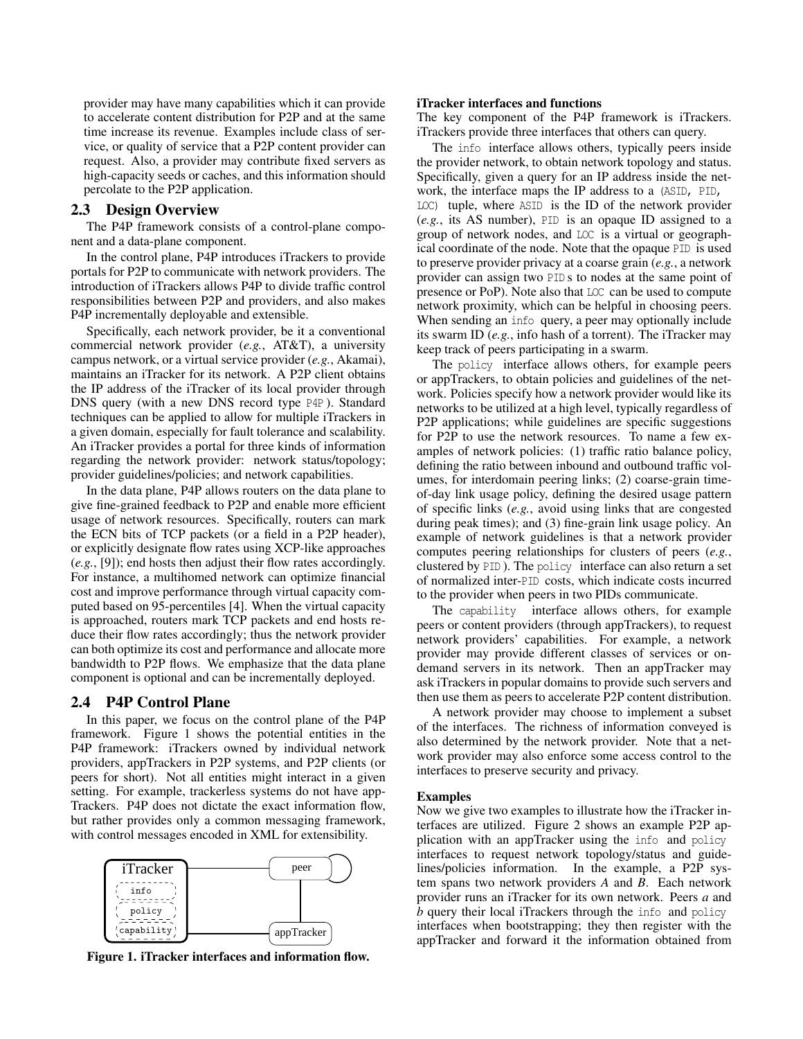provider may have many capabilities which it can provide to accelerate content distribution for P2P and at the same time increase its revenue. Examples include class of service, or quality of service that a P2P content provider can request. Also, a provider may contribute fixed servers as high-capacity seeds or caches, and this information should percolate to the P2P application.

## 2.3 Design Overview

The P4P framework consists of a control-plane component and a data-plane component.

In the control plane, P4P introduces iTrackers to provide portals for P2P to communicate with network providers. The introduction of iTrackers allows P4P to divide traffic control responsibilities between P2P and providers, and also makes P4P incrementally deployable and extensible.

Specifically, each network provider, be it a conventional commercial network provider (*e.g.*, AT&T), a university campus network, or a virtual service provider (*e.g.*, Akamai), maintains an iTracker for its network. A P2P client obtains the IP address of the iTracker of its local provider through DNS query (with a new DNS record type `P4P`). Standard techniques can be applied to allow for multiple iTrackers in a given domain, especially for fault tolerance and scalability. An iTracker provides a portal for three kinds of information regarding the network provider: network status/topology; provider guidelines/policies; and network capabilities.

In the data plane, P4P allows routers on the data plane to give fine-grained feedback to P2P and enable more efficient usage of network resources. Specifically, routers can mark the ECN bits of TCP packets (or a field in a P2P header), or explicitly designate flow rates using XCP-like approaches (*e.g.*, [9]); end hosts then adjust their flow rates accordingly. For instance, a multihomed network can optimize financial cost and improve performance through virtual capacity computed based on 95-percentiles [4]. When the virtual capacity is approached, routers mark TCP packets and end hosts reduce their flow rates accordingly; thus the network provider can both optimize its cost and performance and allocate more bandwidth to P2P flows. We emphasize that the data plane component is optional and can be incrementally deployed.

## 2.4 P4P Control Plane

In this paper, we focus on the control plane of the P4P framework. Figure 1 shows the potential entities in the P4P framework: iTrackers owned by individual network providers, appTrackers in P2P systems, and P2P clients (or peers for short). Not all entities might interact in a given setting. For example, trackerless systems do not have appTrackers. P4P does not dictate the exact information flow, but rather provides only a common messaging framework, with control messages encoded in XML for extensibility.

**Figure 1. iTracker interfaces and information flow.**

**iTracker interfaces and functions**

The key component of the P4P framework is iTrackers. iTrackers provide three interfaces that others can query.

The `info` interface allows others, typically peers inside the provider network, to obtain network topology and status. Specifically, given a query for an IP address inside the network, the interface maps the IP address to a `(ASID, PID, LOC)` tuple, where `ASID` is the ID of the network provider (*e.g.*, its AS number), `PID` is an opaque ID assigned to a group of network nodes, and `LOC` is a virtual or geographical coordinate of the node. Note that the opaque `PID` is used to preserve provider privacy at a coarse grain (*e.g.*, a network provider can assign two `PID`s to nodes at the same point of presence or PoP). Note also that `LOC` can be used to compute network proximity, which can be helpful in choosing peers. When sending an `info` query, a peer may optionally include its swarm ID (*e.g.*, info hash of a torrent). The iTracker may keep track of peers participating in a swarm.

The `policy` interface allows others, for example peers or appTrackers, to obtain policies and guidelines of the network. Policies specify how a network provider would like its networks to be utilized at a high level, typically regardless of P2P applications; while guidelines are specific suggestions for P2P to use the network resources. To name a few examples of network policies: (1) traffic ratio balance policy, defining the ratio between inbound and outbound traffic volumes, for interdomain peering links; (2) coarse-grain time-of-day link usage policy, defining the desired usage pattern of specific links (*e.g.*, avoid using links that are congested during peak times); and (3) fine-grain link usage policy. An example of network guidelines is that a network provider computes peering relationships for clusters of peers (*e.g.*, clustered by `PID`). The `policy` interface can also return a set of normalized inter-`PID` costs, which indicate costs incurred to the provider when peers in two PIDs communicate.

The `capability` interface allows others, for example peers or content providers (through appTrackers), to request network providers' capabilities. For example, a network provider may provide different classes of services or on-demand servers in its network. Then an appTracker may ask iTrackers in popular domains to provide such servers and then use them as peers to accelerate P2P content distribution.

A network provider may choose to implement a subset of the interfaces. The richness of information conveyed is also determined by the network provider. Note that a network provider may also enforce some access control to the interfaces to preserve security and privacy.

**Examples**

Now we give two examples to illustrate how the iTracker interfaces are utilized. Figure 2 shows an example P2P application with an appTracker using the `info` and `policy` interfaces to request network topology/status and guidelines/policies information. In the example, a P2P system spans two network providers *A* and *B*. Each network provider runs an iTracker for its own network. Peers *a* and *b* query their local iTrackers through the `info` and `policy` interfaces when bootstrapping; they then register with the appTracker and forward it the information obtained from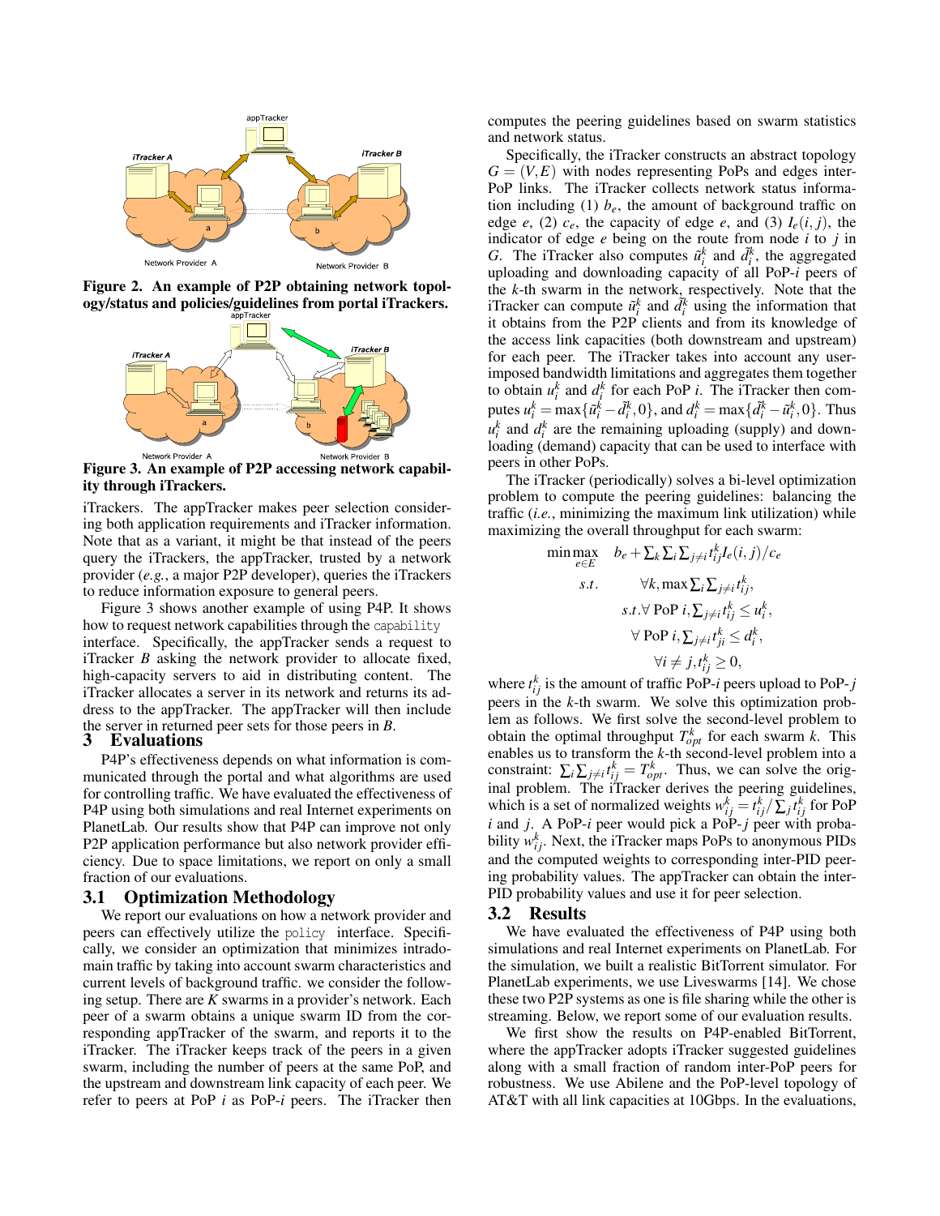Figure 2. An example of P2P obtaining network topology/status and policies/guidelines from portal iTrackers.

Figure 3. An example of P2P accessing network capability through iTrackers.

iTrackers. The appTracker makes peer selection considering both application requirements and iTracker information. Note that as a variant, it might be that instead of the peers query the iTrackers, the appTracker, trusted by a network provider (*e.g.*, a major P2P developer), queries the iTrackers to reduce information exposure to general peers.

Figure 3 shows another example of using P4P. It shows how to request network capabilities through the `capability` interface. Specifically, the appTracker sends a request to iTracker *B* asking the network provider to allocate fixed, high-capacity servers to aid in distributing content. The iTracker allocates a server in its network and returns its address to the appTracker. The appTracker will then include the server in returned peer sets for those peers in *B*.

# 3 Evaluations

P4P's effectiveness depends on what information is communicated through the portal and what algorithms are used for controlling traffic. We have evaluated the effectiveness of P4P using both simulations and real Internet experiments on PlanetLab. Our results show that P4P can improve not only P2P application performance but also network provider efficiency. Due to space limitations, we report on only a small fraction of our evaluations.

## 3.1 Optimization Methodology

We report our evaluations on how a network provider and peers can effectively utilize the `policy` interface. Specifically, we consider an optimization that minimizes intradomain traffic by taking into account swarm characteristics and current levels of background traffic. we consider the following setup. There are $K$ swarms in a provider's network. Each peer of a swarm obtains a unique swarm ID from the corresponding appTracker of the swarm, and reports it to the iTracker. The iTracker keeps track of the peers in a given swarm, including the number of peers at the same PoP, and the upstream and downstream link capacity of each peer. We refer to peers at PoP $i$ as PoP-$i$ peers. The iTracker then computes the peering guidelines based on swarm statistics and network status.

Specifically, the iTracker constructs an abstract topology $G = (V, E)$ with nodes representing PoPs and edges inter-PoP links. The iTracker collects network status information including (1) $b_e$, the amount of background traffic on edge $e$, (2) $c_e$, the capacity of edge $e$, and (3) $I_e(i, j)$, the indicator of edge $e$ being on the route from node $i$ to $j$ in $G$. The iTracker also computes $\tilde{u}_i^k$ and $\tilde{d}_i^k$, the aggregated uploading and downloading capacity of all PoP-$i$ peers of the $k$-th swarm in the network, respectively. Note that the iTracker can compute $\tilde{u}_i^k$ and $\tilde{d}_i^k$ using the information that it obtains from the P2P clients and from its knowledge of the access link capacities (both downstream and upstream) for each peer. The iTracker takes into account any user-imposed bandwidth limitations and aggregates them together to obtain $u_i^k$ and $d_i^k$ for each PoP $i$. The iTracker then computes $u_i^k = \max\{\tilde{u}_i^k - \tilde{d}_i^k, 0\}$, and $d_i^k = \max\{\tilde{d}_i^k - \tilde{u}_i^k, 0\}$. Thus $u_i^k$ and $d_i^k$ are the remaining uploading (supply) and downloading (demand) capacity that can be used to interface with peers in other PoPs.

The iTracker (periodically) solves a bi-level optimization problem to compute the peering guidelines: balancing the traffic (*i.e.*, minimizing the maximum link utilization) while maximizing the overall throughput for each swarm:

$$
\begin{aligned}
\min \max_{e \in E} \quad & b_e + \textstyle\sum_k \sum_i \sum_{j \neq i} t_{ij}^k I_e(i,j) / c_e \\
s.t. \quad & \forall k, \max \textstyle\sum_i \sum_{j \neq i} t_{ij}^k, \\
& s.t. \forall \text{ PoP } i, \textstyle\sum_{j \neq i} t_{ij}^k \leq u_i^k, \\
& \forall \text{ PoP } i, \textstyle\sum_{j \neq i} t_{ji}^k \leq d_i^k, \\
& \forall i \neq j, t_{ij}^k \geq 0,
\end{aligned}
$$

where $t_{ij}^k$ is the amount of traffic PoP-$i$ peers upload to PoP-$j$ peers in the $k$-th swarm. We solve this optimization problem as follows. We first solve the second-level problem to obtain the optimal throughput $T_{opt}^k$ for each swarm $k$. This enables us to transform the $k$-th second-level problem into a constraint: $\sum_i \sum_{j \neq i} t_{ij}^k = T_{opt}^k$. Thus, we can solve the original problem. The iTracker derives the peering guidelines, which is a set of normalized weights $w_{ij}^k = t_{ij}^k / \sum_j t_{ij}^k$ for PoP $i$ and $j$. A PoP-$i$ peer would pick a PoP-$j$ peer with probability $w_{ij}^k$. Next, the iTracker maps PoPs to anonymous PIDs and the computed weights to corresponding inter-PID peering probability values. The appTracker can obtain the inter-PID probability values and use it for peer selection.

## 3.2 Results

We have evaluated the effectiveness of P4P using both simulations and real Internet experiments on PlanetLab. For the simulation, we built a realistic BitTorrent simulator. For PlanetLab experiments, we use Liveswarms [14]. We chose these two P2P systems as one is file sharing while the other is streaming. Below, we report some of our evaluation results.

We first show the results on P4P-enabled BitTorrent, where the appTracker adopts iTracker suggested guidelines along with a small fraction of random inter-PoP peers for robustness. We use Abilene and the PoP-level topology of AT&T with all link capacities at 10Gbps. In the evaluations,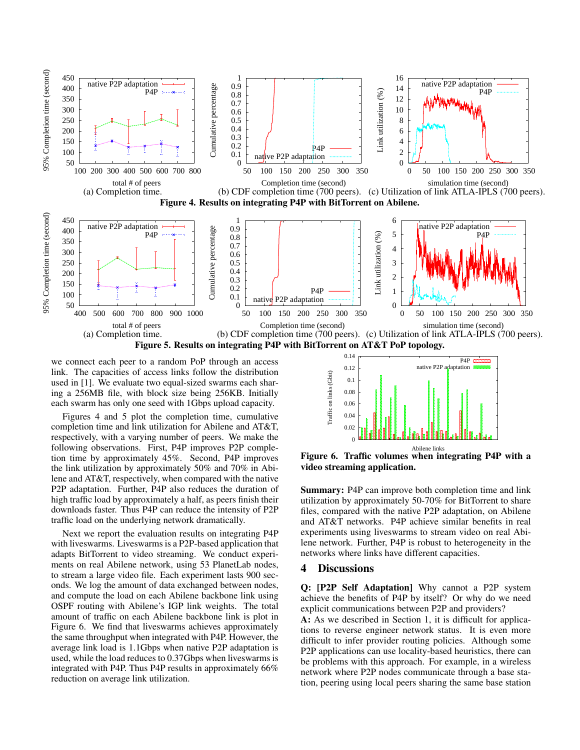(a) Completion time. (b) CDF completion time (700 peers). (c) Utilization of link ATLA-IPLS (700 peers).

**Figure 4. Results on integrating P4P with BitTorrent on Abilene.**

(a) Completion time. (b) CDF completion time (700 peers). (c) Utilization of link ATLA-IPLS (700 peers).

**Figure 5. Results on integrating P4P with BitTorrent on AT&T PoP topology.**

we connect each peer to a random PoP through an access link. The capacities of access links follow the distribution used in [1]. We evaluate two equal-sized swarms each sharing a 256MB file, with block size being 256KB. Initially each swarm has only one seed with 1Gbps upload capacity.

Figures 4 and 5 plot the completion time, cumulative completion time and link utilization for Abilene and AT&T, respectively, with a varying number of peers. We make the following observations. First, P4P improves P2P completion time by approximately 45%. Second, P4P improves the link utilization by approximately 50% and 70% in Abilene and AT&T, respectively, when compared with the native P2P adaptation. Further, P4P also reduces the duration of high traffic load by approximately a half, as peers finish their downloads faster. Thus P4P can reduce the intensity of P2P traffic load on the underlying network dramatically.

Next we report the evaluation results on integrating P4P with liveswarms. Liveswarms is a P2P-based application that adapts BitTorrent to video streaming. We conduct experiments on real Abilene network, using 53 PlanetLab nodes, to stream a large video file. Each experiment lasts 900 seconds. We log the amount of data exchanged between nodes, and compute the load on each Abilene backbone link using OSPF routing with Abilene's IGP link weights. The total amount of traffic on each Abilene backbone link is plot in Figure 6. We find that liveswarms achieves approximately the same throughput when integrated with P4P. However, the average link load is 1.1Gbps when native P2P adaptation is used, while the load reduces to 0.37Gbps when liveswarms is integrated with P4P. Thus P4P results in approximately 66% reduction on average link utilization.

**Figure 6. Traffic volumes when integrating P4P with a video streaming application.**

**Summary:** P4P can improve both completion time and link utilization by approximately 50-70% for BitTorrent to share files, compared with the native P2P adaptation, on Abilene and AT&T networks. P4P achieve similar benefits in real experiments using liveswarms to stream video on real Abilene network. Further, P4P is robust to heterogeneity in the networks where links have different capacities.

## 4 Discussions

**Q: [P2P Self Adaptation]** Why cannot a P2P system achieve the benefits of P4P by itself? Or why do we need explicit communications between P2P and providers?
**A:** As we described in Section 1, it is difficult for applications to reverse engineer network status. It is even more difficult to infer provider routing policies. Although some P2P applications can use locality-based heuristics, there can be problems with this approach. For example, in a wireless network where P2P nodes communicate through a base station, peering using local peers sharing the same base station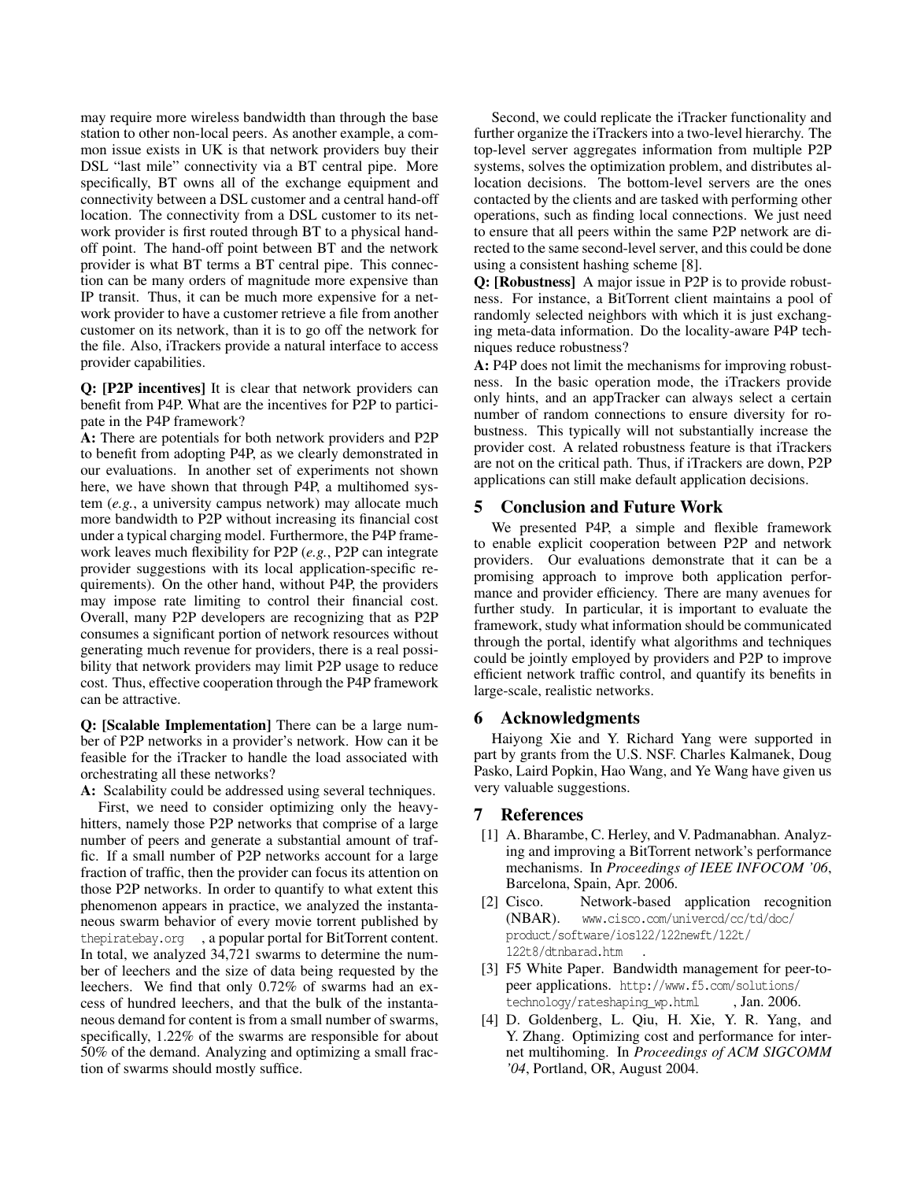may require more wireless bandwidth than through the base station to other non-local peers. As another example, a common issue exists in UK is that network providers buy their DSL "last mile" connectivity via a BT central pipe. More specifically, BT owns all of the exchange equipment and connectivity between a DSL customer and a central hand-off location. The connectivity from a DSL customer to its network provider is first routed through BT to a physical hand-off point. The hand-off point between BT and the network provider is what BT terms a BT central pipe. This connection can be many orders of magnitude more expensive than IP transit. Thus, it can be much more expensive for a network provider to have a customer retrieve a file from another customer on its network, than it is to go off the network for the file. Also, iTrackers provide a natural interface to access provider capabilities.

**Q: [P2P incentives]** It is clear that network providers can benefit from P4P. What are the incentives for P2P to participate in the P4P framework?
**A:** There are potentials for both network providers and P2P to benefit from adopting P4P, as we clearly demonstrated in our evaluations. In another set of experiments not shown here, we have shown that through P4P, a multihomed system (*e.g.*, a university campus network) may allocate much more bandwidth to P2P without increasing its financial cost under a typical charging model. Furthermore, the P4P framework leaves much flexibility for P2P (*e.g.*, P2P can integrate provider suggestions with its local application-specific requirements). On the other hand, without P4P, the providers may impose rate limiting to control their financial cost. Overall, many P2P developers are recognizing that as P2P consumes a significant portion of network resources without generating much revenue for providers, there is a real possibility that network providers may limit P2P usage to reduce cost. Thus, effective cooperation through the P4P framework can be attractive.

**Q: [Scalable Implementation]** There can be a large number of P2P networks in a provider's network. How can it be feasible for the iTracker to handle the load associated with orchestrating all these networks?
**A:** Scalability could be addressed using several techniques.

First, we need to consider optimizing only the heavy-hitters, namely those P2P networks that comprise of a large number of peers and generate a substantial amount of traffic. If a small number of P2P networks account for a large fraction of traffic, then the provider can focus its attention on those P2P networks. In order to quantify to what extent this phenomenon appears in practice, we analyzed the instantaneous swarm behavior of every movie torrent published by thepiratebay.org, a popular portal for BitTorrent content. In total, we analyzed 34,721 swarms to determine the number of leechers and the size of data being requested by the leechers. We find that only 0.72% of swarms had an excess of hundred leechers, and that the bulk of the instantaneous demand for content is from a small number of swarms, specifically, 1.22% of the swarms are responsible for about 50% of the demand. Analyzing and optimizing a small fraction of swarms should mostly suffice.

Second, we could replicate the iTracker functionality and further organize the iTrackers into a two-level hierarchy. The top-level server aggregates information from multiple P2P systems, solves the optimization problem, and distributes allocation decisions. The bottom-level servers are the ones contacted by the clients and are tasked with performing other operations, such as finding local connections. We just need to ensure that all peers within the same P2P network are directed to the same second-level server, and this could be done using a consistent hashing scheme [8].

**Q: [Robustness]** A major issue in P2P is to provide robustness. For instance, a BitTorrent client maintains a pool of randomly selected neighbors with which it is just exchanging meta-data information. Do the locality-aware P4P techniques reduce robustness?
**A:** P4P does not limit the mechanisms for improving robustness. In the basic operation mode, the iTrackers provide only hints, and an appTracker can always select a certain number of random connections to ensure diversity for robustness. This typically will not substantially increase the provider cost. A related robustness feature is that iTrackers are not on the critical path. Thus, if iTrackers are down, P2P applications can still make default application decisions.

## 5 Conclusion and Future Work

We presented P4P, a simple and flexible framework to enable explicit cooperation between P2P and network providers. Our evaluations demonstrate that it can be a promising approach to improve both application performance and provider efficiency. There are many avenues for further study. In particular, it is important to evaluate the framework, study what information should be communicated through the portal, identify what algorithms and techniques could be jointly employed by providers and P2P to improve efficient network traffic control, and quantify its benefits in large-scale, realistic networks.

## 6 Acknowledgments

Haiyong Xie and Y. Richard Yang were supported in part by grants from the U.S. NSF. Charles Kalmanek, Doug Pasko, Laird Popkin, Hao Wang, and Ye Wang have given us very valuable suggestions.

## 7 References

[1] A. Bharambe, C. Herley, and V. Padmanabhan. Analyzing and improving a BitTorrent network's performance mechanisms. In *Proceedings of IEEE INFOCOM '06*, Barcelona, Spain, Apr. 2006.

[2] Cisco. Network-based application recognition (NBAR). www.cisco.com/univercd/cc/td/doc/product/software/ios122/122newft/122t/122t8/dtnbarad.htm.

[3] F5 White Paper. Bandwidth management for peer-to-peer applications. http://www.f5.com/solutions/technology/rateshaping_wp.html, Jan. 2006.

[4] D. Goldenberg, L. Qiu, H. Xie, Y. R. Yang, and Y. Zhang. Optimizing cost and performance for internet multihoming. In *Proceedings of ACM SIGCOMM '04*, Portland, OR, August 2004.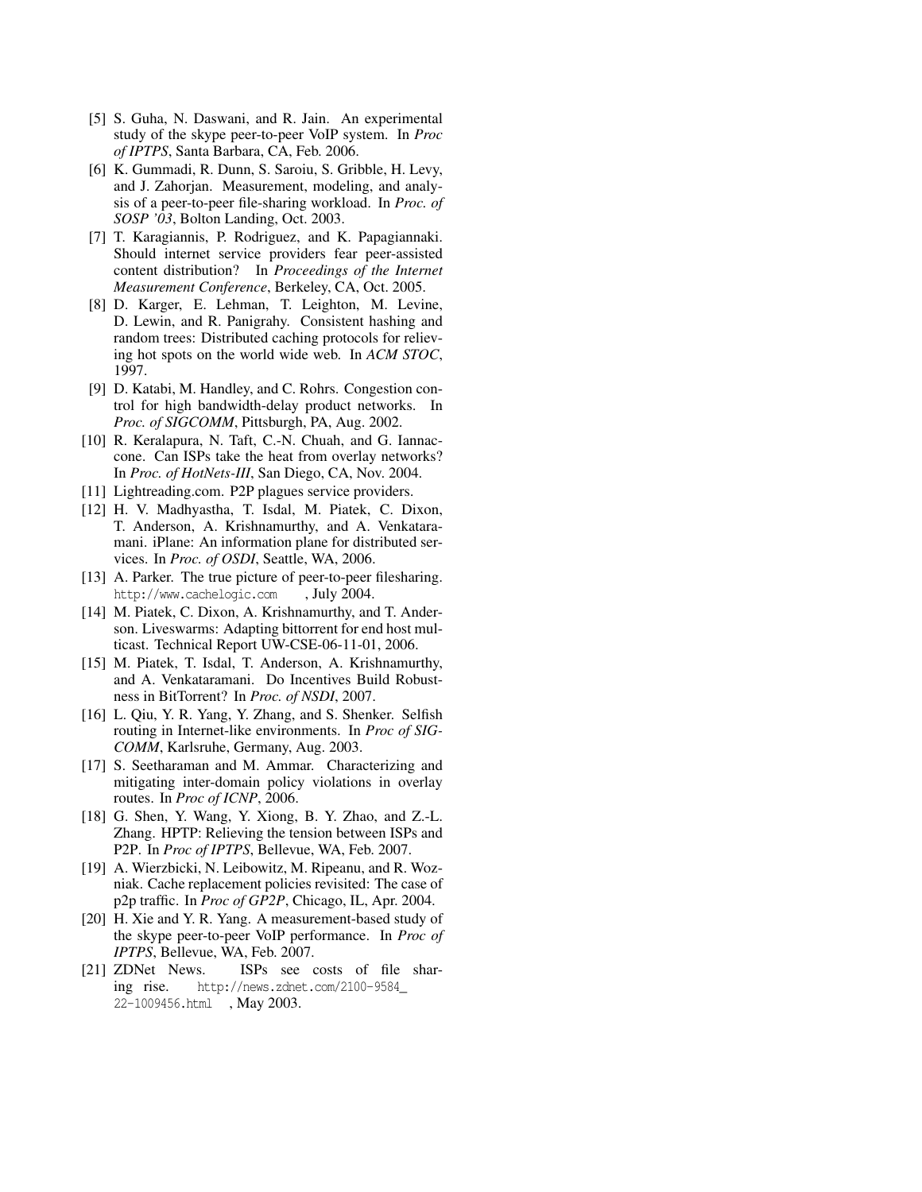[5] S. Guha, N. Daswani, and R. Jain. An experimental study of the skype peer-to-peer VoIP system. In *Proc of IPTPS*, Santa Barbara, CA, Feb. 2006.

[6] K. Gummadi, R. Dunn, S. Saroiu, S. Gribble, H. Levy, and J. Zahorjan. Measurement, modeling, and analysis of a peer-to-peer file-sharing workload. In *Proc. of SOSP '03*, Bolton Landing, Oct. 2003.

[7] T. Karagiannis, P. Rodriguez, and K. Papagiannaki. Should internet service providers fear peer-assisted content distribution? In *Proceedings of the Internet Measurement Conference*, Berkeley, CA, Oct. 2005.

[8] D. Karger, E. Lehman, T. Leighton, M. Levine, D. Lewin, and R. Panigrahy. Consistent hashing and random trees: Distributed caching protocols for relieving hot spots on the world wide web. In *ACM STOC*, 1997.

[9] D. Katabi, M. Handley, and C. Rohrs. Congestion control for high bandwidth-delay product networks. In *Proc. of SIGCOMM*, Pittsburgh, PA, Aug. 2002.

[10] R. Keralapura, N. Taft, C.-N. Chuah, and G. Iannaccone. Can ISPs take the heat from overlay networks? In *Proc. of HotNets-III*, San Diego, CA, Nov. 2004.

[11] Lightreading.com. P2P plagues service providers.

[12] H. V. Madhyastha, T. Isdal, M. Piatek, C. Dixon, T. Anderson, A. Krishnamurthy, and A. Venkataramani. iPlane: An information plane for distributed services. In *Proc. of OSDI*, Seattle, WA, 2006.

[13] A. Parker. The true picture of peer-to-peer filesharing. http://www.cachelogic.com , July 2004.

[14] M. Piatek, C. Dixon, A. Krishnamurthy, and T. Anderson. Liveswarms: Adapting bittorrent for end host multicast. Technical Report UW-CSE-06-11-01, 2006.

[15] M. Piatek, T. Isdal, T. Anderson, A. Krishnamurthy, and A. Venkataramani. Do Incentives Build Robustness in BitTorrent? In *Proc. of NSDI*, 2007.

[16] L. Qiu, Y. R. Yang, Y. Zhang, and S. Shenker. Selfish routing in Internet-like environments. In *Proc of SIGCOMM*, Karlsruhe, Germany, Aug. 2003.

[17] S. Seetharaman and M. Ammar. Characterizing and mitigating inter-domain policy violations in overlay routes. In *Proc of ICNP*, 2006.

[18] G. Shen, Y. Wang, Y. Xiong, B. Y. Zhao, and Z.-L. Zhang. HPTP: Relieving the tension between ISPs and P2P. In *Proc of IPTPS*, Bellevue, WA, Feb. 2007.

[19] A. Wierzbicki, N. Leibowitz, M. Ripeanu, and R. Wozniak. Cache replacement policies revisited: The case of p2p traffic. In *Proc of GP2P*, Chicago, IL, Apr. 2004.

[20] H. Xie and Y. R. Yang. A measurement-based study of the skype peer-to-peer VoIP performance. In *Proc of IPTPS*, Bellevue, WA, Feb. 2007.

[21] ZDNet News. ISPs see costs of file sharing rise. http://news.zdnet.com/2100-9584_22-1009456.html , May 2003.